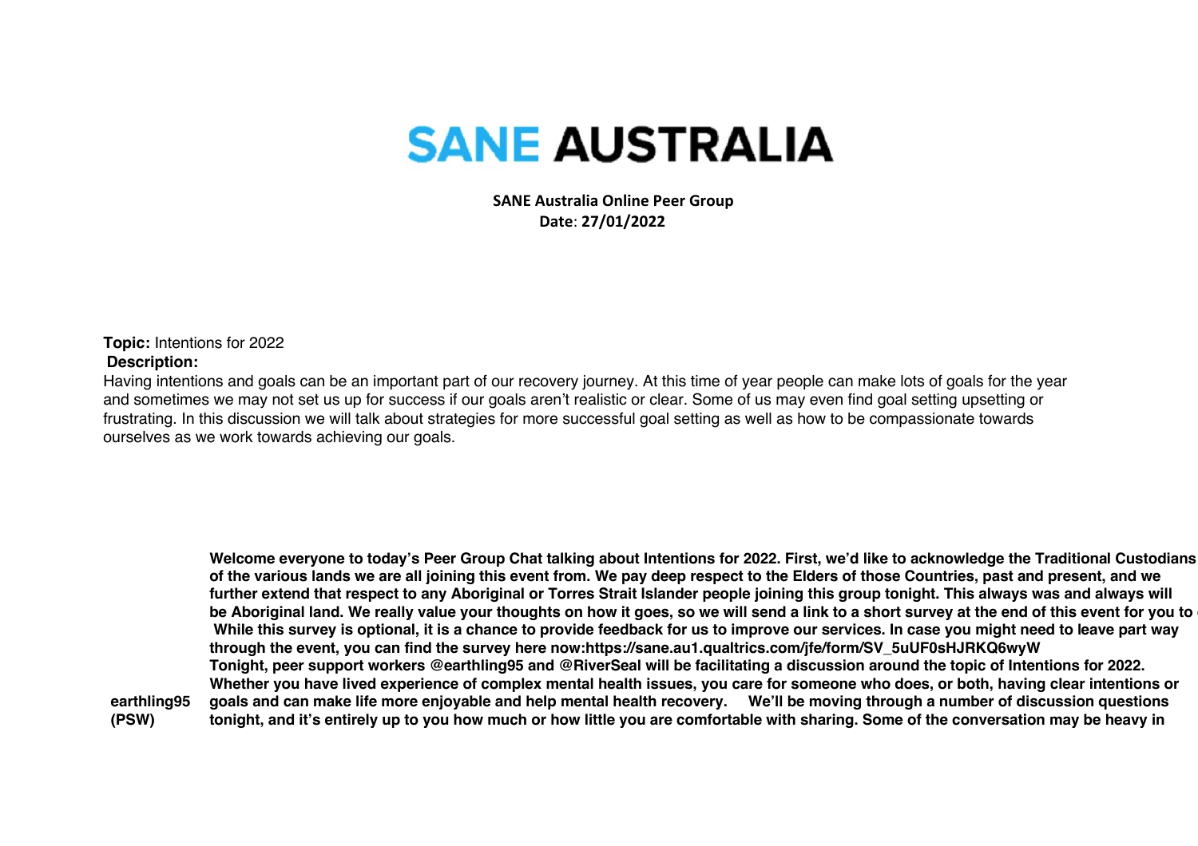# SANE AUSTRALIA

**SANE Australia Online Peer Group**
**Date: 27/01/2022**

**Topic:** Intentions for 2022

**Description:**

Having intentions and goals can be an important part of our recovery journey. At this time of year people can make lots of goals for the year and sometimes we may not set us up for success if our goals aren't realistic or clear. Some of us may even find goal setting upsetting or frustrating. In this discussion we will talk about strategies for more successful goal setting as well as how to be compassionate towards ourselves as we work towards achieving our goals.

| | |
|---|---|
| **earthling95 (PSW)** | **Welcome everyone to today's Peer Group Chat talking about Intentions for 2022. First, we'd like to acknowledge the Traditional Custodians of the various lands we are all joining this event from. We pay deep respect to the Elders of those Countries, past and present, and we further extend that respect to any Aboriginal or Torres Strait Islander people joining this group tonight. This always was and always will be Aboriginal land. We really value your thoughts on how it goes, so we will send a link to a short survey at the end of this event for you to While this survey is optional, it is a chance to provide feedback for us to improve our services. In case you might need to leave part way through the event, you can find the survey here now:https://sane.au1.qualtrics.com/jfe/form/SV_5uUF0sHJRKQ6wyW Tonight, peer support workers @earthling95 and @RiverSeal will be facilitating a discussion around the topic of Intentions for 2022. Whether you have lived experience of complex mental health issues, you care for someone who does, or both, having clear intentions or goals and can make life more enjoyable and help mental health recovery. We'll be moving through a number of discussion questions tonight, and it's entirely up to you how much or how little you are comfortable with sharing. Some of the conversation may be heavy in** |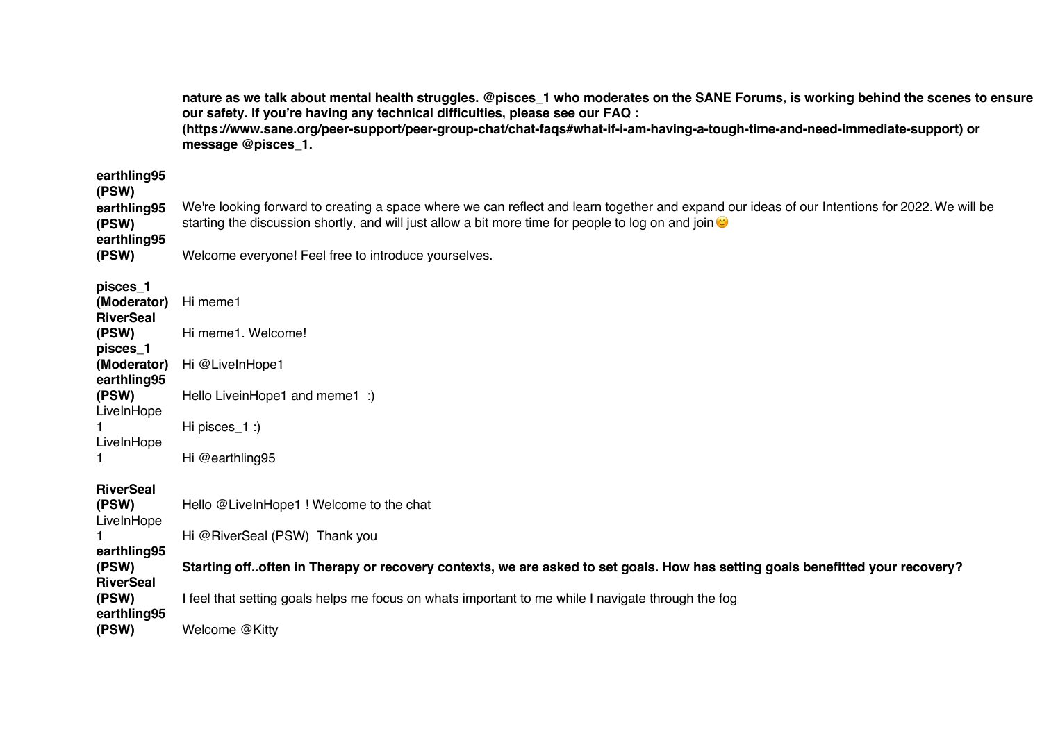**nature as we talk about mental health struggles. @pisces_1 who moderates on the SANE Forums, is working behind the scenes to ensure our safety. If you're having any technical difficulties, please see our FAQ : (https://www.sane.org/peer-support/peer-group-chat/chat-faqs#what-if-i-am-having-a-tough-time-and-need-immediate-support) or message @pisces_1.**

| | |
|---|---|
| **earthling95 (PSW)** | |
| **earthling95 (PSW)** | We're looking forward to creating a space where we can reflect and learn together and expand our ideas of our Intentions for 2022. We will be starting the discussion shortly, and will just allow a bit more time for people to log on and join😊 |
| **earthling95 (PSW)** | Welcome everyone! Feel free to introduce yourselves. |
| **pisces_1 (Moderator)** | Hi meme1 |
| **RiverSeal (PSW)** | Hi meme1. Welcome! |
| **pisces_1 (Moderator)** | Hi @LiveInHope1 |
| **earthling95 (PSW)** | Hello LiveinHope1 and meme1 :) |
| LiveInHope1 | Hi pisces_1 :) |
| LiveInHope1 | Hi @earthling95 |
| **RiverSeal (PSW)** | Hello @LiveInHope1 ! Welcome to the chat |
| LiveInHope1 | Hi @RiverSeal (PSW) Thank you |
| **earthling95 (PSW)** | **Starting off..often in Therapy or recovery contexts, we are asked to set goals. How has setting goals benefitted your recovery?** |
| **RiverSeal (PSW)** | I feel that setting goals helps me focus on whats important to me while I navigate through the fog |
| **earthling95 (PSW)** | Welcome @Kitty |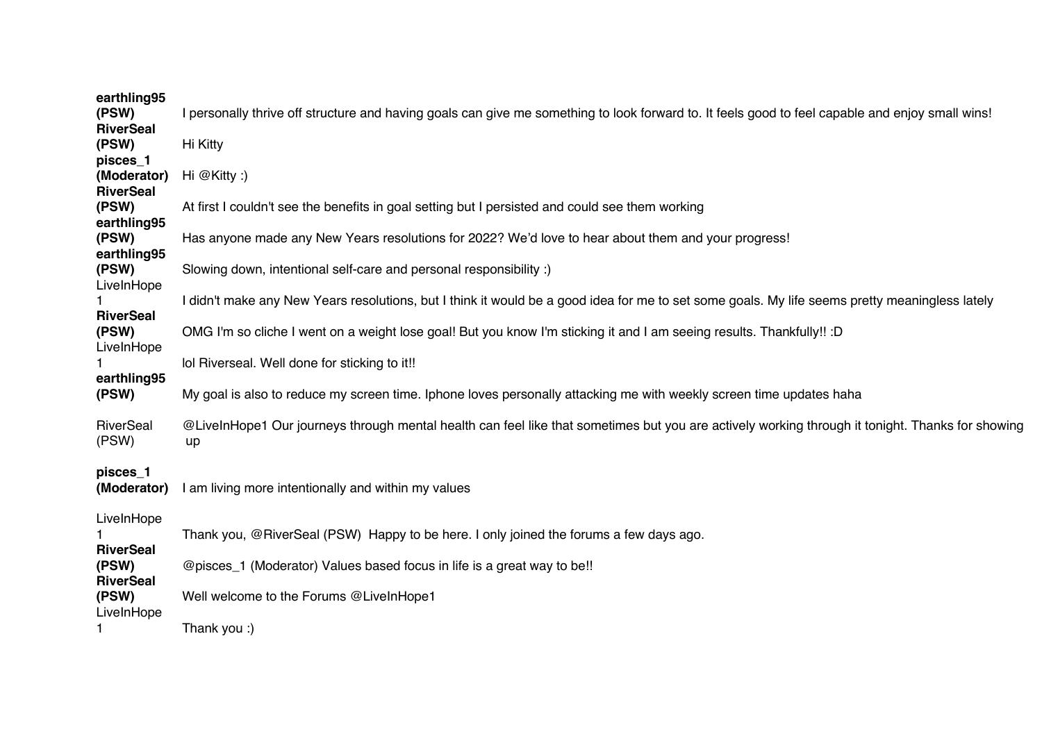**earthling95 (PSW)** I personally thrive off structure and having goals can give me something to look forward to. It feels good to feel capable and enjoy small wins!

**RiverSeal (PSW)** Hi Kitty

**pisces_1 (Moderator)** Hi @Kitty :)

**RiverSeal (PSW)** At first I couldn't see the benefits in goal setting but I persisted and could see them working

**earthling95 (PSW)** Has anyone made any New Years resolutions for 2022? We'd love to hear about them and your progress!

**earthling95 (PSW)** Slowing down, intentional self-care and personal responsibility :)

LiveInHope1 I didn't make any New Years resolutions, but I think it would be a good idea for me to set some goals. My life seems pretty meaningless lately

**RiverSeal (PSW)** OMG I'm so cliche I went on a weight lose goal! But you know I'm sticking it and I am seeing results. Thankfully!! :D

LiveInHope1 lol Riverseal. Well done for sticking to it!!

**earthling95 (PSW)** My goal is also to reduce my screen time. Iphone loves personally attacking me with weekly screen time updates haha

RiverSeal (PSW) @LiveInHope1 Our journeys through mental health can feel like that sometimes but you are actively working through it tonight. Thanks for showing up

**pisces_1 (Moderator)** I am living more intentionally and within my values

LiveInHope1 Thank you, @RiverSeal (PSW) Happy to be here. I only joined the forums a few days ago.

**RiverSeal (PSW)** @pisces_1 (Moderator) Values based focus in life is a great way to be!!

**RiverSeal (PSW)** Well welcome to the Forums @LiveInHope1

LiveInHope1 Thank you :)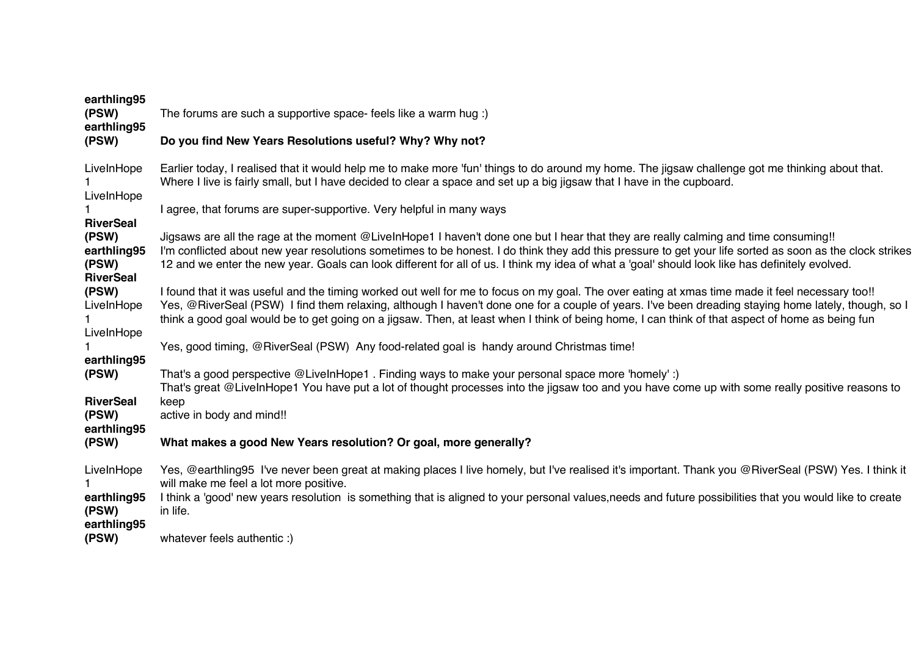| | |
|---|---|
| **earthling95 (PSW)** | The forums are such a supportive space- feels like a warm hug :) |
| **earthling95 (PSW)** | **Do you find New Years Resolutions useful? Why? Why not?** |
| LiveInHope1 | Earlier today, I realised that it would help me to make more 'fun' things to do around my home. The jigsaw challenge got me thinking about that. Where I live is fairly small, but I have decided to clear a space and set up a big jigsaw that I have in the cupboard. |
| LiveInHope1 | I agree, that forums are super-supportive. Very helpful in many ways |
| **RiverSeal (PSW)** | Jigsaws are all the rage at the moment @LiveInHope1 I haven't done one but I hear that they are really calming and time consuming!! |
| **earthling95 (PSW)** | I'm conflicted about new year resolutions sometimes to be honest. I do think they add this pressure to get your life sorted as soon as the clock strikes 12 and we enter the new year. Goals can look different for all of us. I think my idea of what a 'goal' should look like has definitely evolved. |
| **RiverSeal (PSW)** | I found that it was useful and the timing worked out well for me to focus on my goal. The over eating at xmas time made it feel necessary too!! |
| LiveInHope1 | Yes, @RiverSeal (PSW) I find them relaxing, although I haven't done one for a couple of years. I've been dreading staying home lately, though, so I think a good goal would be to get going on a jigsaw. Then, at least when I think of being home, I can think of that aspect of home as being fun |
| LiveInHope1 | Yes, good timing, @RiverSeal (PSW) Any food-related goal is handy around Christmas time! |
| **earthling95 (PSW)** | That's a good perspective @LiveInHope1 . Finding ways to make your personal space more 'homely' :) |
| **RiverSeal (PSW)** | That's great @LiveInHope1 You have put a lot of thought processes into the jigsaw too and you have come up with some really positive reasons to keep active in body and mind!! |
| **earthling95 (PSW)** | **What makes a good New Years resolution? Or goal, more generally?** |
| LiveInHope1 | Yes, @earthling95 I've never been great at making places I live homely, but I've realised it's important. Thank you @RiverSeal (PSW) Yes. I think it will make me feel a lot more positive. |
| **earthling95 (PSW)** | I think a 'good' new years resolution is something that is aligned to your personal values,needs and future possibilities that you would like to create in life. |
| **earthling95 (PSW)** | whatever feels authentic :) |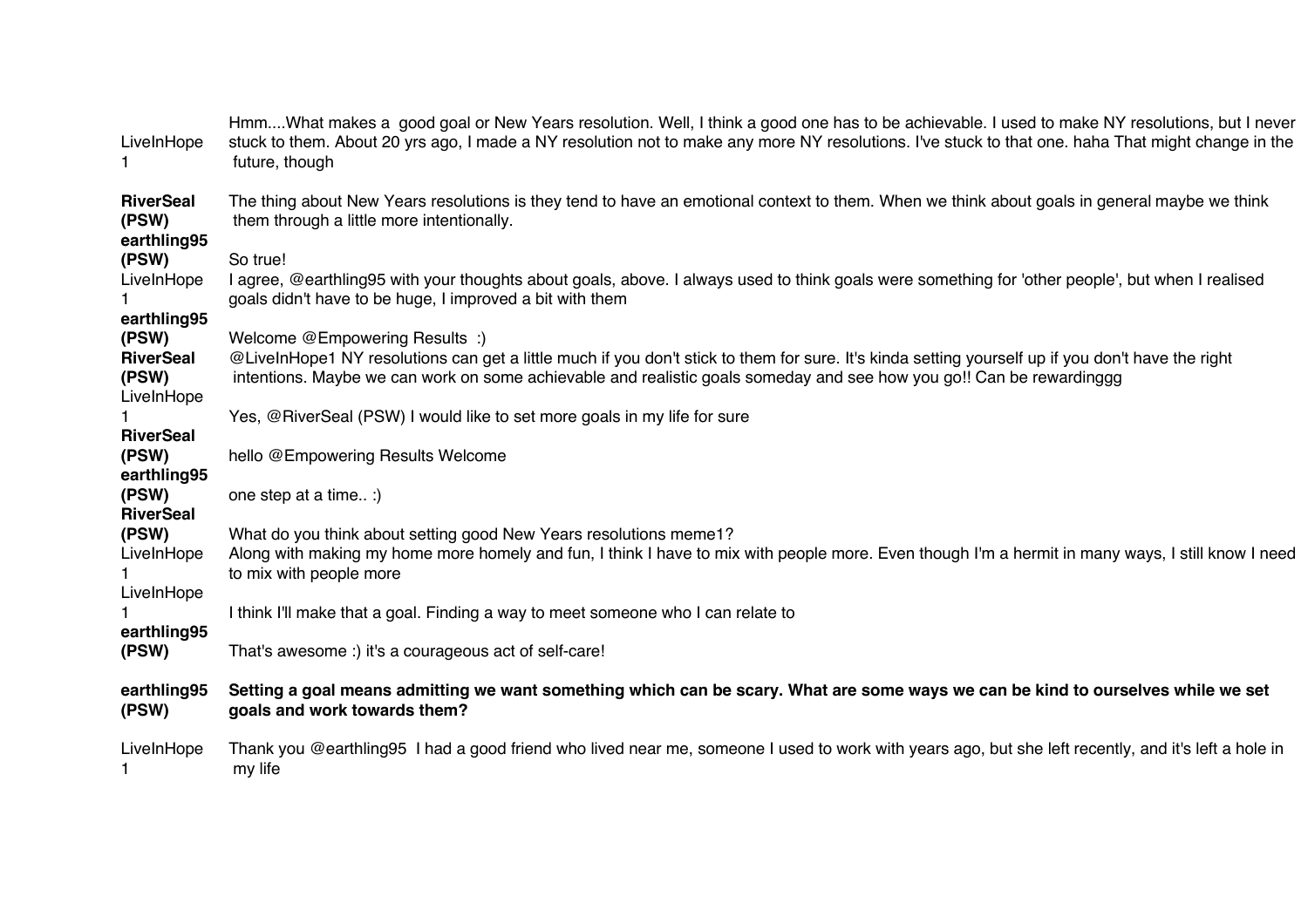| | |
|---|---|
| LiveInHope1 | Hmm....What makes a good goal or New Years resolution. Well, I think a good one has to be achievable. I used to make NY resolutions, but I never stuck to them. About 20 yrs ago, I made a NY resolution not to make any more NY resolutions. I've stuck to that one. haha That might change in the future, though |
| **RiverSeal (PSW)** | The thing about New Years resolutions is they tend to have an emotional context to them. When we think about goals in general maybe we think them through a little more intentionally. |
| **earthling95 (PSW)** | So true! |
| LiveInHope1 | I agree, @earthling95 with your thoughts about goals, above. I always used to think goals were something for 'other people', but when I realised goals didn't have to be huge, I improved a bit with them |
| **earthling95 (PSW)** | Welcome @Empowering Results :) |
| **RiverSeal (PSW)** | @LiveInHope1 NY resolutions can get a little much if you don't stick to them for sure. It's kinda setting yourself up if you don't have the right intentions. Maybe we can work on some achievable and realistic goals someday and see how you go!! Can be rewardinggg |
| LiveInHope1 | Yes, @RiverSeal (PSW) I would like to set more goals in my life for sure |
| **RiverSeal (PSW)** | hello @Empowering Results Welcome |
| **earthling95 (PSW)** | one step at a time.. :) |
| **RiverSeal (PSW)** | What do you think about setting good New Years resolutions meme1? |
| LiveInHope1 | Along with making my home more homely and fun, I think I have to mix with people more. Even though I'm a hermit in many ways, I still know I need to mix with people more |
| LiveInHope1 | I think I'll make that a goal. Finding a way to meet someone who I can relate to |
| **earthling95 (PSW)** | That's awesome :) it's a courageous act of self-care! |
| **earthling95 (PSW)** | **Setting a goal means admitting we want something which can be scary. What are some ways we can be kind to ourselves while we set goals and work towards them?** |
| LiveInHope1 | Thank you @earthling95 I had a good friend who lived near me, someone I used to work with years ago, but she left recently, and it's left a hole in my life |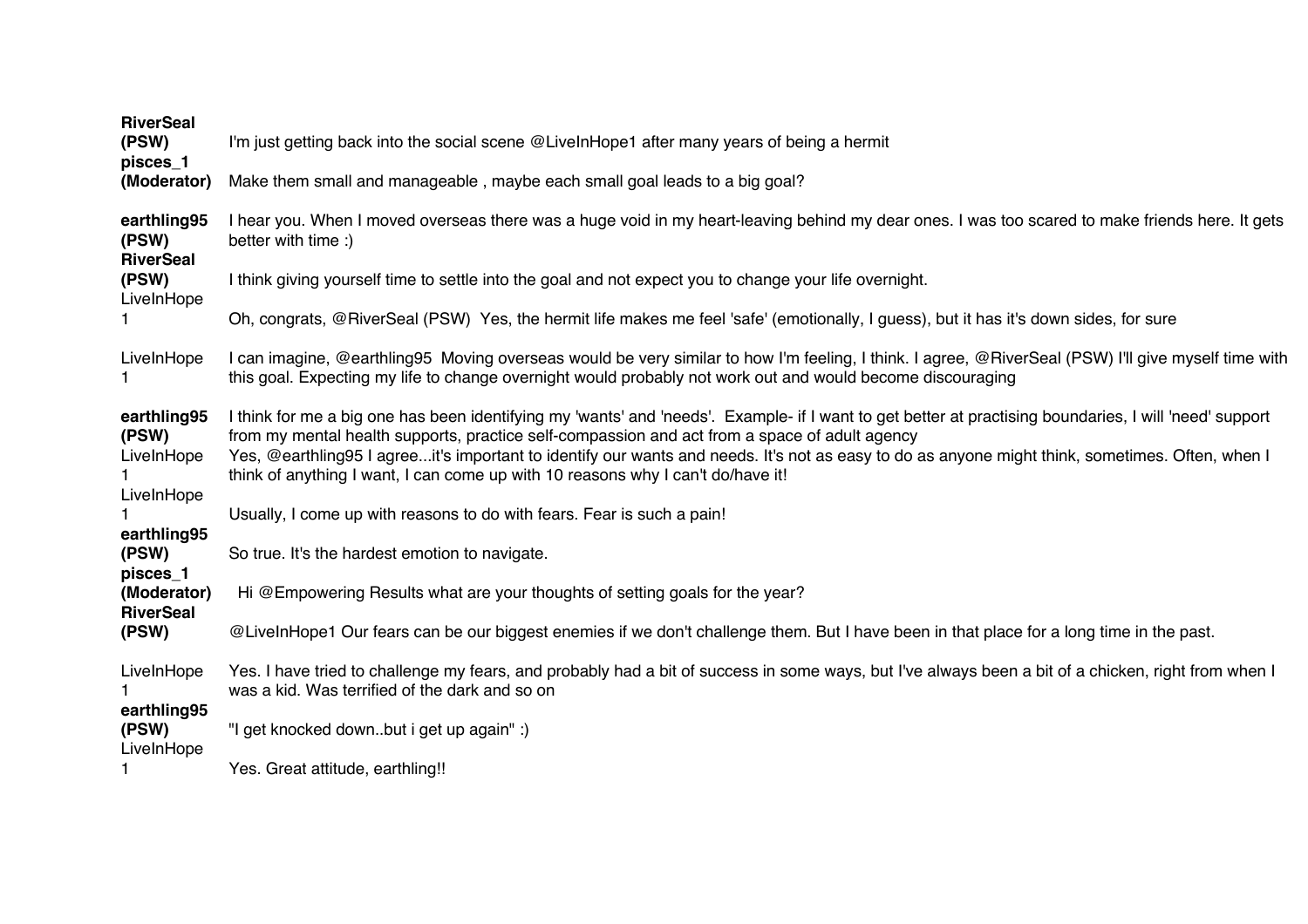| | |
|---|---|
| **RiverSeal (PSW)** | I'm just getting back into the social scene @LiveInHope1 after many years of being a hermit |
| **pisces_1 (Moderator)** | Make them small and manageable , maybe each small goal leads to a big goal? |
| **earthling95 (PSW)** | I hear you. When I moved overseas there was a huge void in my heart-leaving behind my dear ones. I was too scared to make friends here. It gets better with time :) |
| **RiverSeal (PSW)** | I think giving yourself time to settle into the goal and not expect you to change your life overnight. |
| LiveInHope1 | Oh, congrats, @RiverSeal (PSW) Yes, the hermit life makes me feel 'safe' (emotionally, I guess), but it has it's down sides, for sure |
| LiveInHope1 | I can imagine, @earthling95 Moving overseas would be very similar to how I'm feeling, I think. I agree, @RiverSeal (PSW) I'll give myself time with this goal. Expecting my life to change overnight would probably not work out and would become discouraging |
| **earthling95 (PSW)** | I think for me a big one has been identifying my 'wants' and 'needs'. Example- if I want to get better at practising boundaries, I will 'need' support from my mental health supports, practice self-compassion and act from a space of adult agency |
| LiveInHope1 | Yes, @earthling95 I agree...it's important to identify our wants and needs. It's not as easy to do as anyone might think, sometimes. Often, when I think of anything I want, I can come up with 10 reasons why I can't do/have it! |
| LiveInHope1 | Usually, I come up with reasons to do with fears. Fear is such a pain! |
| **earthling95 (PSW)** | So true. It's the hardest emotion to navigate. |
| **pisces_1 (Moderator)** | Hi @Empowering Results what are your thoughts of setting goals for the year? |
| **RiverSeal (PSW)** | @LiveInHope1 Our fears can be our biggest enemies if we don't challenge them. But I have been in that place for a long time in the past. |
| LiveInHope1 | Yes. I have tried to challenge my fears, and probably had a bit of success in some ways, but I've always been a bit of a chicken, right from when I was a kid. Was terrified of the dark and so on |
| **earthling95 (PSW)** | "I get knocked down..but i get up again" :) |
| LiveInHope1 | Yes. Great attitude, earthling!! |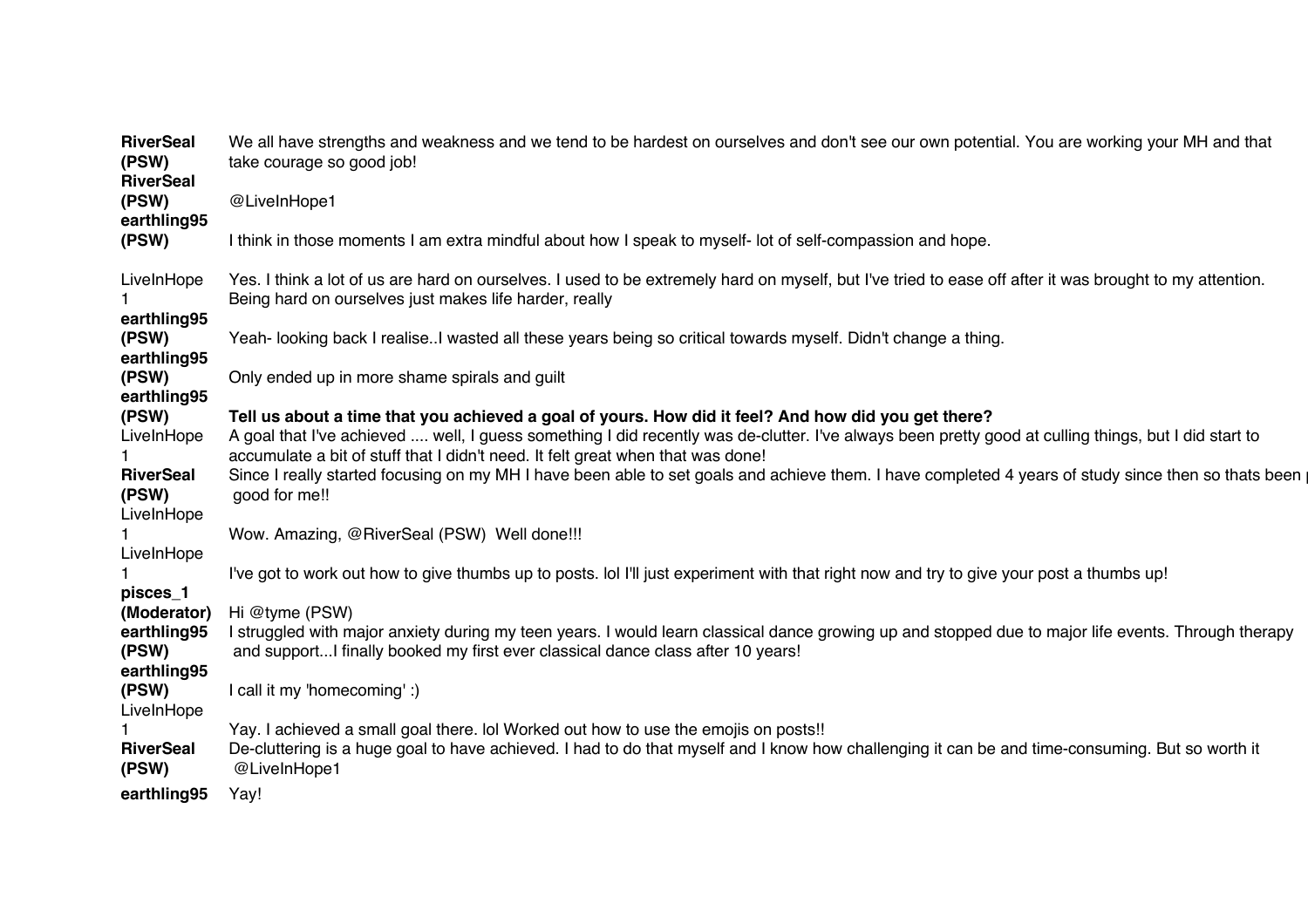| | |
|---|---|
| **RiverSeal (PSW)** | We all have strengths and weakness and we tend to be hardest on ourselves and don't see our own potential. You are working your MH and that take courage so good job! |
| **RiverSeal (PSW)** | @LiveInHope1 |
| **earthling95 (PSW)** | I think in those moments I am extra mindful about how I speak to myself- lot of self-compassion and hope. |
| LiveInHope1 | Yes. I think a lot of us are hard on ourselves. I used to be extremely hard on myself, but I've tried to ease off after it was brought to my attention. Being hard on ourselves just makes life harder, really |
| **earthling95 (PSW)** | Yeah- looking back I realise..I wasted all these years being so critical towards myself. Didn't change a thing. |
| **earthling95 (PSW)** | Only ended up in more shame spirals and guilt |
| **earthling95 (PSW)** | **Tell us about a time that you achieved a goal of yours. How did it feel? And how did you get there?** |
| LiveInHope1 | A goal that I've achieved .... well, I guess something I did recently was de-clutter. I've always been pretty good at culling things, but I did start to accumulate a bit of stuff that I didn't need. It felt great when that was done! |
| **RiverSeal (PSW)** | Since I really started focusing on my MH I have been able to set goals and achieve them. I have completed 4 years of study since then so thats been good for me!! |
| LiveInHope1 | Wow. Amazing, @RiverSeal (PSW) Well done!!! |
| LiveInHope1 | I've got to work out how to give thumbs up to posts. lol I'll just experiment with that right now and try to give your post a thumbs up! |
| **pisces_1 (Moderator)** | Hi @tyme (PSW) |
| **earthling95 (PSW)** | I struggled with major anxiety during my teen years. I would learn classical dance growing up and stopped due to major life events. Through therapy and support...I finally booked my first ever classical dance class after 10 years! |
| **earthling95 (PSW)** | I call it my 'homecoming' :) |
| LiveInHope1 | Yay. I achieved a small goal there. lol Worked out how to use the emojis on posts!! |
| **RiverSeal (PSW)** | De-cluttering is a huge goal to have achieved. I had to do that myself and I know how challenging it can be and time-consuming. But so worth it @LiveInHope1 |
| **earthling95** | Yay! |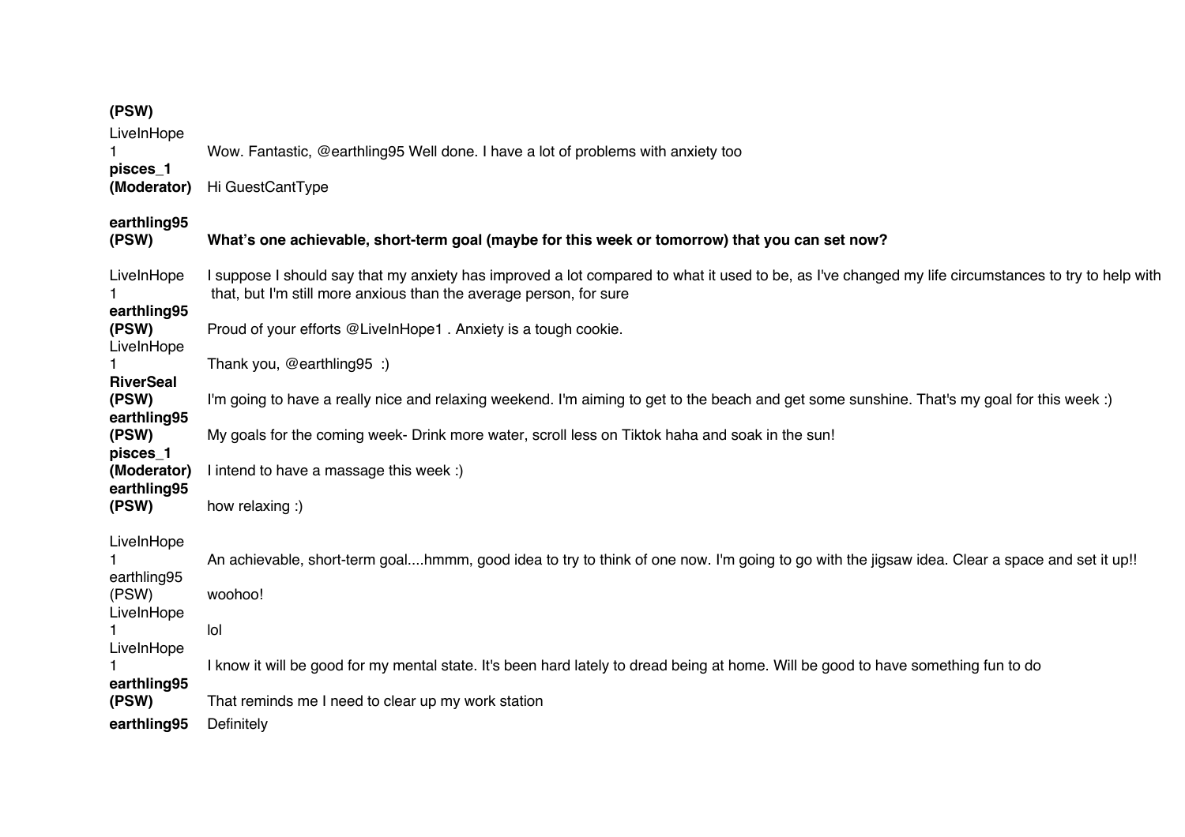| | |
|---|---|
| **(PSW)** | |
| LiveInHope1 | Wow. Fantastic, @earthling95 Well done. I have a lot of problems with anxiety too |
| **pisces_1 (Moderator)** | Hi GuestCantType |
| **earthling95 (PSW)** | **What's one achievable, short-term goal (maybe for this week or tomorrow) that you can set now?** |
| LiveInHope1 | I suppose I should say that my anxiety has improved a lot compared to what it used to be, as I've changed my life circumstances to try to help with that, but I'm still more anxious than the average person, for sure |
| **earthling95 (PSW)** | Proud of your efforts @LiveInHope1 . Anxiety is a tough cookie. |
| LiveInHope1 | Thank you, @earthling95 :) |
| **RiverSeal (PSW)** | I'm going to have a really nice and relaxing weekend. I'm aiming to get to the beach and get some sunshine. That's my goal for this week :) |
| **earthling95 (PSW)** | My goals for the coming week- Drink more water, scroll less on Tiktok haha and soak in the sun! |
| **pisces_1 (Moderator)** | I intend to have a massage this week :) |
| **earthling95 (PSW)** | how relaxing :) |
| LiveInHope1 | An achievable, short-term goal....hmmm, good idea to try to think of one now. I'm going to go with the jigsaw idea. Clear a space and set it up!! |
| earthling95 (PSW) | woohoo! |
| LiveInHope1 | lol |
| LiveInHope1 | I know it will be good for my mental state. It's been hard lately to dread being at home. Will be good to have something fun to do |
| **earthling95 (PSW)** | That reminds me I need to clear up my work station |
| **earthling95** | Definitely |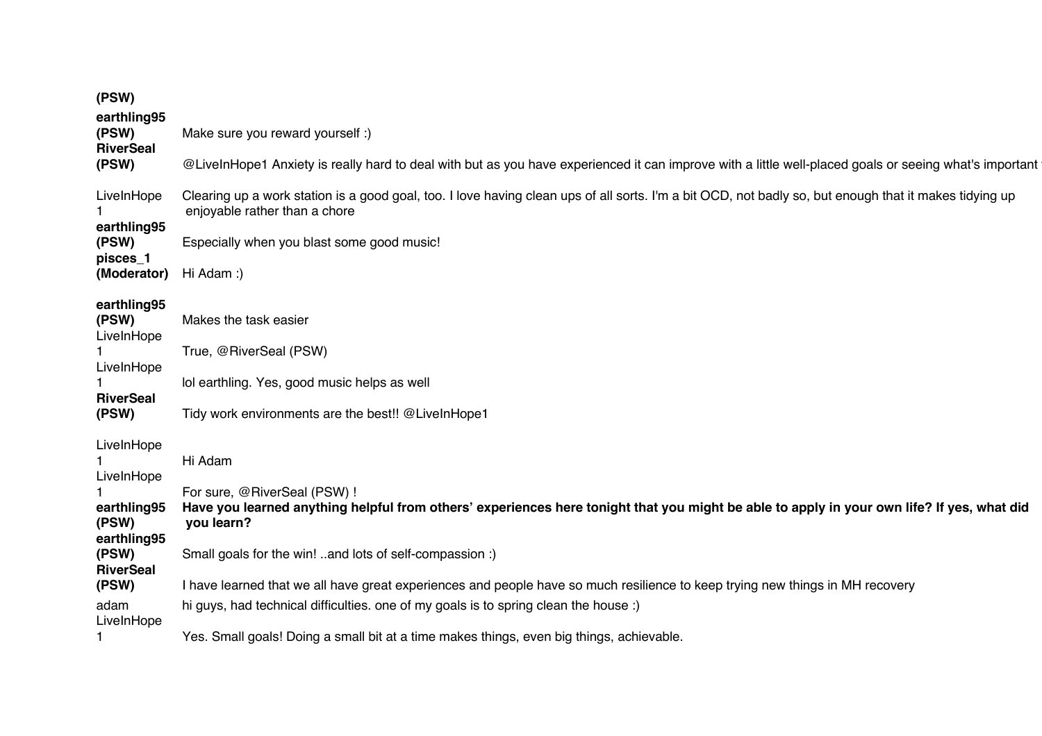| | |
|---|---|
| **(PSW)** | |
| **earthling95 (PSW)** | Make sure you reward yourself :) |
| **RiverSeal (PSW)** | @LiveInHope1 Anxiety is really hard to deal with but as you have experienced it can improve with a little well-placed goals or seeing what's important |
| LiveInHope1 | Clearing up a work station is a good goal, too. I love having clean ups of all sorts. I'm a bit OCD, not badly so, but enough that it makes tidying up enjoyable rather than a chore |
| **earthling95 (PSW)** | Especially when you blast some good music! |
| **pisces_1 (Moderator)** | Hi Adam :) |
| **earthling95 (PSW)** | Makes the task easier |
| LiveInHope1 | True, @RiverSeal (PSW) |
| LiveInHope1 | lol earthling. Yes, good music helps as well |
| **RiverSeal (PSW)** | Tidy work environments are the best!! @LiveInHope1 |
| LiveInHope1 | Hi Adam |
| LiveInHope1 | For sure, @RiverSeal (PSW) ! |
| **earthling95 (PSW)** | **Have you learned anything helpful from others' experiences here tonight that you might be able to apply in your own life? If yes, what did you learn?** |
| **earthling95 (PSW)** | Small goals for the win! ..and lots of self-compassion :) |
| **RiverSeal (PSW)** | I have learned that we all have great experiences and people have so much resilience to keep trying new things in MH recovery |
| adam | hi guys, had technical difficulties. one of my goals is to spring clean the house :) |
| LiveInHope1 | Yes. Small goals! Doing a small bit at a time makes things, even big things, achievable. |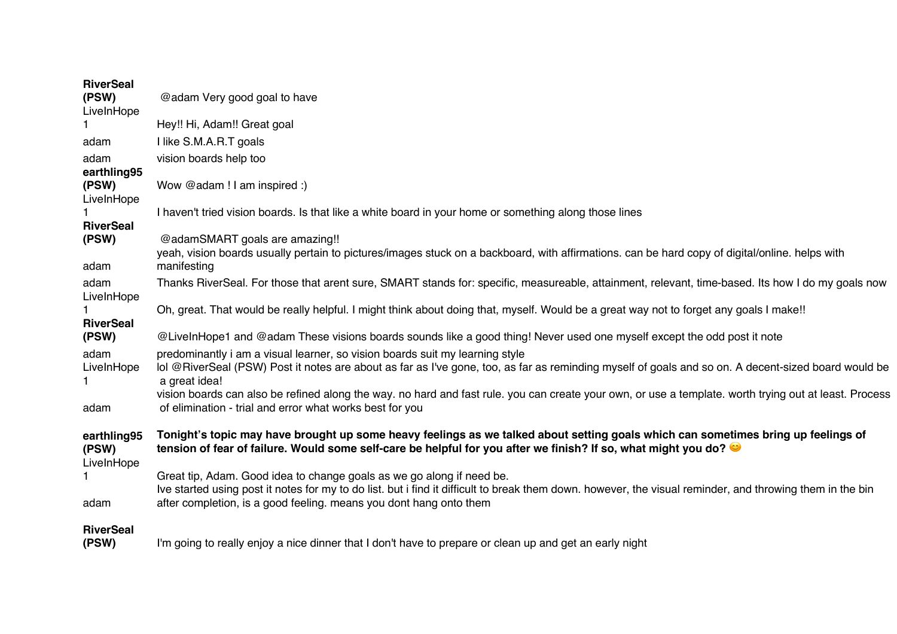| | |
|---|---|
| **RiverSeal (PSW)** | @adam Very good goal to have |
| LiveInHope1 | Hey!! Hi, Adam!! Great goal |
| adam | I like S.M.A.R.T goals |
| adam | vision boards help too |
| **earthling95 (PSW)** | Wow @adam ! I am inspired :) |
| LiveInHope1 | I haven't tried vision boards. Is that like a white board in your home or something along those lines |
| **RiverSeal (PSW)** | @adamSMART goals are amazing!! |
| adam | yeah, vision boards usually pertain to pictures/images stuck on a backboard, with affirmations. can be hard copy of digital/online. helps with manifesting |
| adam | Thanks RiverSeal. For those that arent sure, SMART stands for: specific, measureable, attainment, relevant, time-based. Its how I do my goals now |
| LiveInHope1 | Oh, great. That would be really helpful. I might think about doing that, myself. Would be a great way not to forget any goals I make!! |
| **RiverSeal (PSW)** | @LiveInHope1 and @adam These visions boards sounds like a good thing! Never used one myself except the odd post it note |
| adam | predominantly i am a visual learner, so vision boards suit my learning style |
| LiveInHope1 | lol @RiverSeal (PSW) Post it notes are about as far as I've gone, too, as far as reminding myself of goals and so on. A decent-sized board would be a great idea! |
| adam | vision boards can also be refined along the way. no hard and fast rule. you can create your own, or use a template. worth trying out at least. Process of elimination - trial and error what works best for you |
| **earthling95 (PSW)** | **Tonight's topic may have brought up some heavy feelings as we talked about setting goals which can sometimes bring up feelings of tension of fear of failure. Would some self-care be helpful for you after we finish? If so, what might you do? 😊** |
| LiveInHope1 | Great tip, Adam. Good idea to change goals as we go along if need be. |
| adam | Ive started using post it notes for my to do list. but i find it difficult to break them down. however, the visual reminder, and throwing them in the bin after completion, is a good feeling. means you dont hang onto them |
| **RiverSeal (PSW)** | I'm going to really enjoy a nice dinner that I don't have to prepare or clean up and get an early night |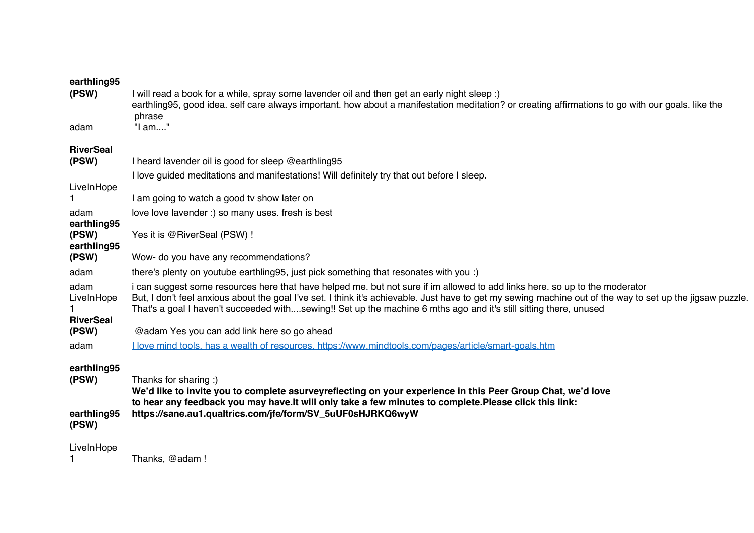| | |
|---|---|
| **earthling95 (PSW)** | I will read a book for a while, spray some lavender oil and then get an early night sleep :) |
| adam | earthling95, good idea. self care always important. how about a manifestation meditation? or creating affirmations to go with our goals. like the phrase "I am...." |
| **RiverSeal (PSW)** | I heard lavender oil is good for sleep @earthling95 |
| | I love guided meditations and manifestations! Will definitely try that out before I sleep. |
| LiveInHope 1 | I am going to watch a good tv show later on |
| adam | love love lavender :) so many uses. fresh is best |
| **earthling95 (PSW)** | Yes it is @RiverSeal (PSW) ! |
| **earthling95 (PSW)** | Wow- do you have any recommendations? |
| adam | there's plenty on youtube earthling95, just pick something that resonates with you :) |
| adam | i can suggest some resources here that have helped me. but not sure if im allowed to add links here. so up to the moderator |
| LiveInHope 1 | But, I don't feel anxious about the goal I've set. I think it's achievable. Just have to get my sewing machine out of the way to set up the jigsaw puzzle. That's a goal I haven't succeeded with....sewing!! Set up the machine 6 mths ago and it's still sitting there, unused |
| **RiverSeal (PSW)** | @adam Yes you can add link here so go ahead |
| adam | I love mind tools. has a wealth of resources. https://www.mindtools.com/pages/article/smart-goals.htm |
| **earthling95 (PSW)** | Thanks for sharing :) |
| **earthling95 (PSW)** | **We'd like to invite you to complete asurveyreflecting on your experience in this Peer Group Chat, we'd love to hear any feedback you may have.It will only take a few minutes to complete.Please click this link: https://sane.au1.qualtrics.com/jfe/form/SV_5uUF0sHJRKQ6wyW** |
| LiveInHope 1 | Thanks, @adam ! |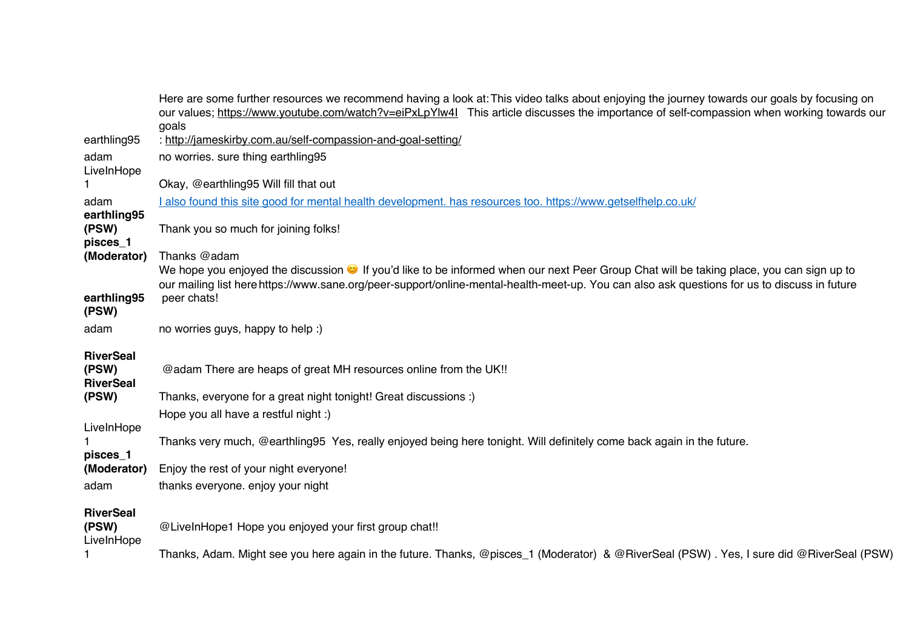| | |
|---|---|
| earthling95 | Here are some further resources we recommend having a look at: This video talks about enjoying the journey towards our goals by focusing on our values; https://www.youtube.com/watch?v=eiPxLpYlw4I This article discusses the importance of self-compassion when working towards our goals : http://jameskirby.com.au/self-compassion-and-goal-setting/ |
| adam | no worries. sure thing earthling95 |
| LiveInHope1 | Okay, @earthling95 Will fill that out |
| adam | I also found this site good for mental health development. has resources too. https://www.getselfhelp.co.uk/ |
| **earthling95 (PSW)** | Thank you so much for joining folks! |
| **pisces_1 (Moderator)** | Thanks @adam |
| **earthling95 (PSW)** | We hope you enjoyed the discussion 😊 If you'd like to be informed when our next Peer Group Chat will be taking place, you can sign up to our mailing list here https://www.sane.org/peer-support/online-mental-health-meet-up. You can also ask questions for us to discuss in future peer chats! |
| adam | no worries guys, happy to help :) |
| **RiverSeal (PSW)** | @adam There are heaps of great MH resources online from the UK!! |
| **RiverSeal (PSW)** | Thanks, everyone for a great night tonight! Great discussions :) Hope you all have a restful night :) |
| LiveInHope1 | Thanks very much, @earthling95 Yes, really enjoyed being here tonight. Will definitely come back again in the future. |
| **pisces_1 (Moderator)** | Enjoy the rest of your night everyone! |
| adam | thanks everyone. enjoy your night |
| **RiverSeal (PSW)** | @LiveInHope1 Hope you enjoyed your first group chat!! |
| LiveInHope1 | Thanks, Adam. Might see you here again in the future. Thanks, @pisces_1 (Moderator) & @RiverSeal (PSW) . Yes, I sure did @RiverSeal (PSW) |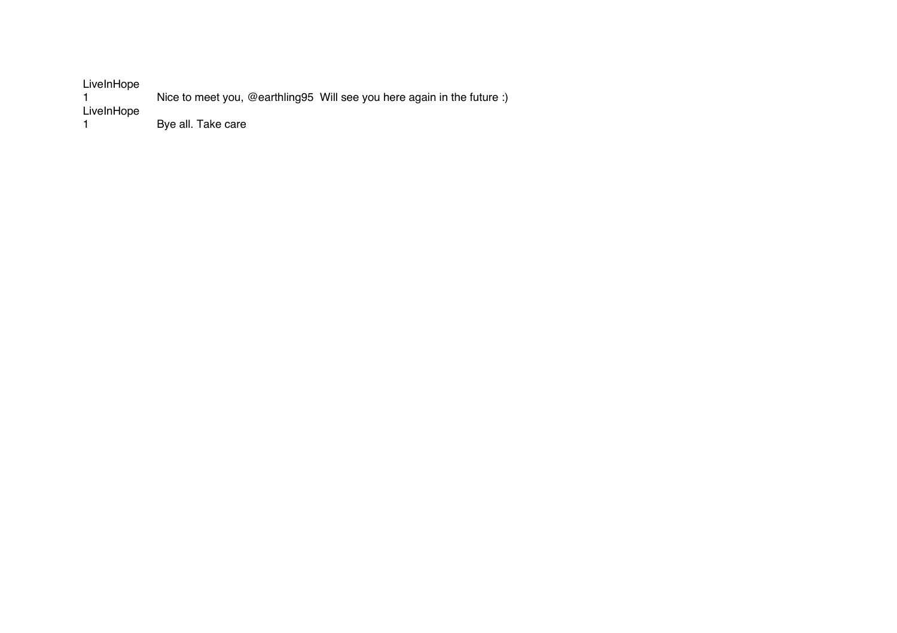| | |
|---|---|
| LiveInHope1 | Nice to meet you, @earthling95  Will see you here again in the future :) |
| LiveInHope1 | Bye all. Take care |